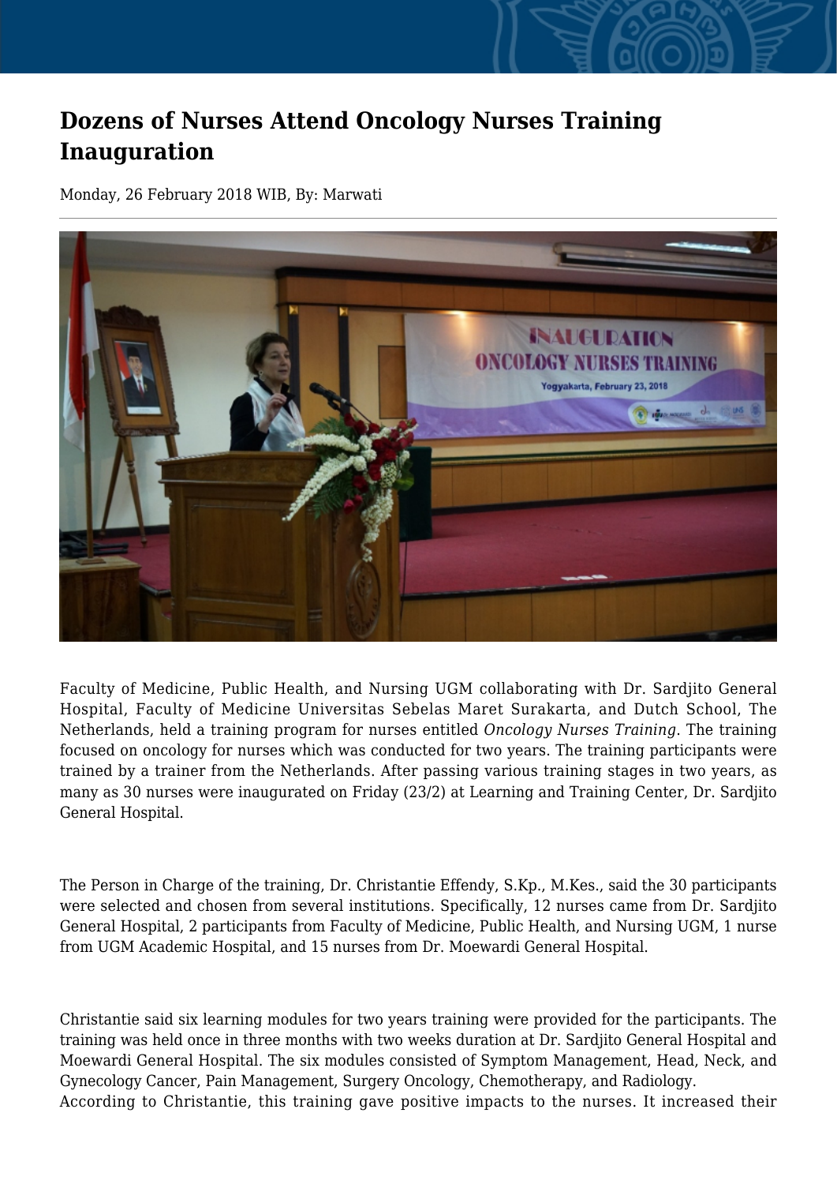# Dozens of Nurses Attend Oncology Nurses Training Inauguration

Monday, 26 February 2018 WIB, By: Marwati

Faculty of Medicine, Public Health, and Nursing UGM collaborating with Dr. Sardjito General Hospital, Faculty of Medicine Universitas Sebelas Maret Surakarta, and Dutch School, The Netherlands, held a training program for nurses entitled *Oncology Nurses Training*. The training focused on oncology for nurses which was conducted for two years. The training participants were trained by a trainer from the Netherlands. After passing various training stages in two years, as many as 30 nurses were inaugurated on Friday (23/2) at Learning and Training Center, Dr. Sardjito General Hospital.

The Person in Charge of the training, Dr. Christantie Effendy, S.Kp., M.Kes., said the 30 participants were selected and chosen from several institutions. Specifically, 12 nurses came from Dr. Sardjito General Hospital, 2 participants from Faculty of Medicine, Public Health, and Nursing UGM, 1 nurse from UGM Academic Hospital, and 15 nurses from Dr. Moewardi General Hospital.

Christantie said six learning modules for two years training were provided for the participants. The training was held once in three months with two weeks duration at Dr. Sardjito General Hospital and Moewardi General Hospital. The six modules consisted of Symptom Management, Head, Neck, and Gynecology Cancer, Pain Management, Surgery Oncology, Chemotherapy, and Radiology.
According to Christantie, this training gave positive impacts to the nurses. It increased their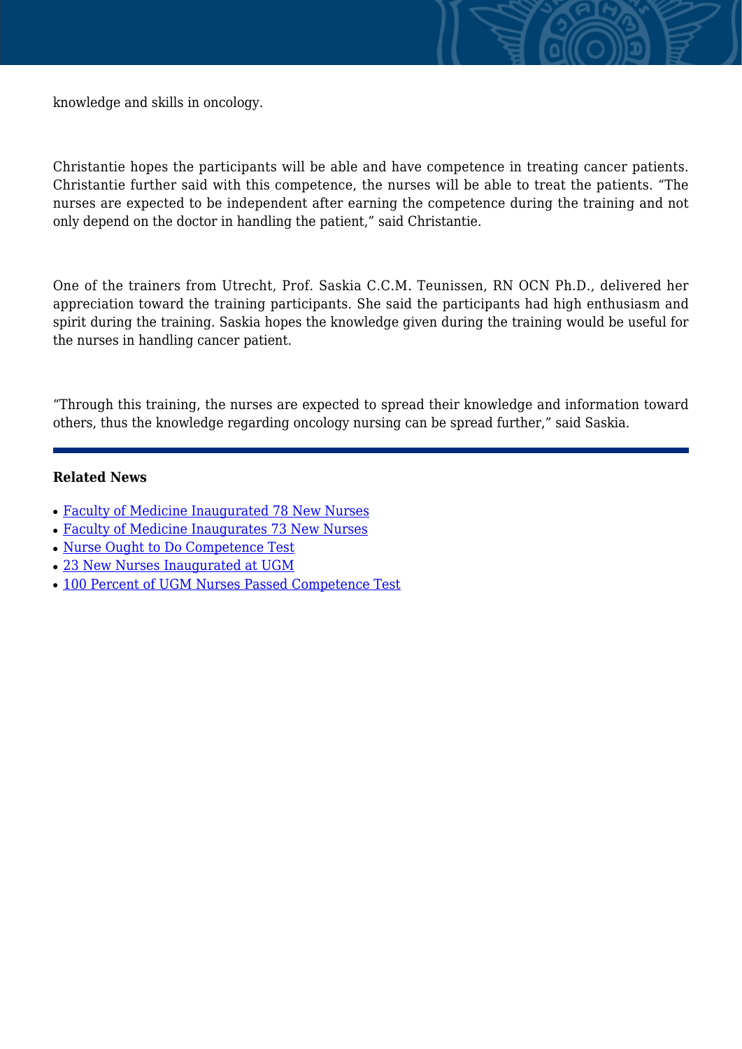knowledge and skills in oncology.

Christantie hopes the participants will be able and have competence in treating cancer patients. Christantie further said with this competence, the nurses will be able to treat the patients. "The nurses are expected to be independent after earning the competence during the training and not only depend on the doctor in handling the patient," said Christantie.

One of the trainers from Utrecht, Prof. Saskia C.C.M. Teunissen, RN OCN Ph.D., delivered her appreciation toward the training participants. She said the participants had high enthusiasm and spirit during the training. Saskia hopes the knowledge given during the training would be useful for the nurses in handling cancer patient.

"Through this training, the nurses are expected to spread their knowledge and information toward others, thus the knowledge regarding oncology nursing can be spread further," said Saskia.

---

**Related News**

- Faculty of Medicine Inaugurated 78 New Nurses
- Faculty of Medicine Inaugurates 73 New Nurses
- Nurse Ought to Do Competence Test
- 23 New Nurses Inaugurated at UGM
- 100 Percent of UGM Nurses Passed Competence Test